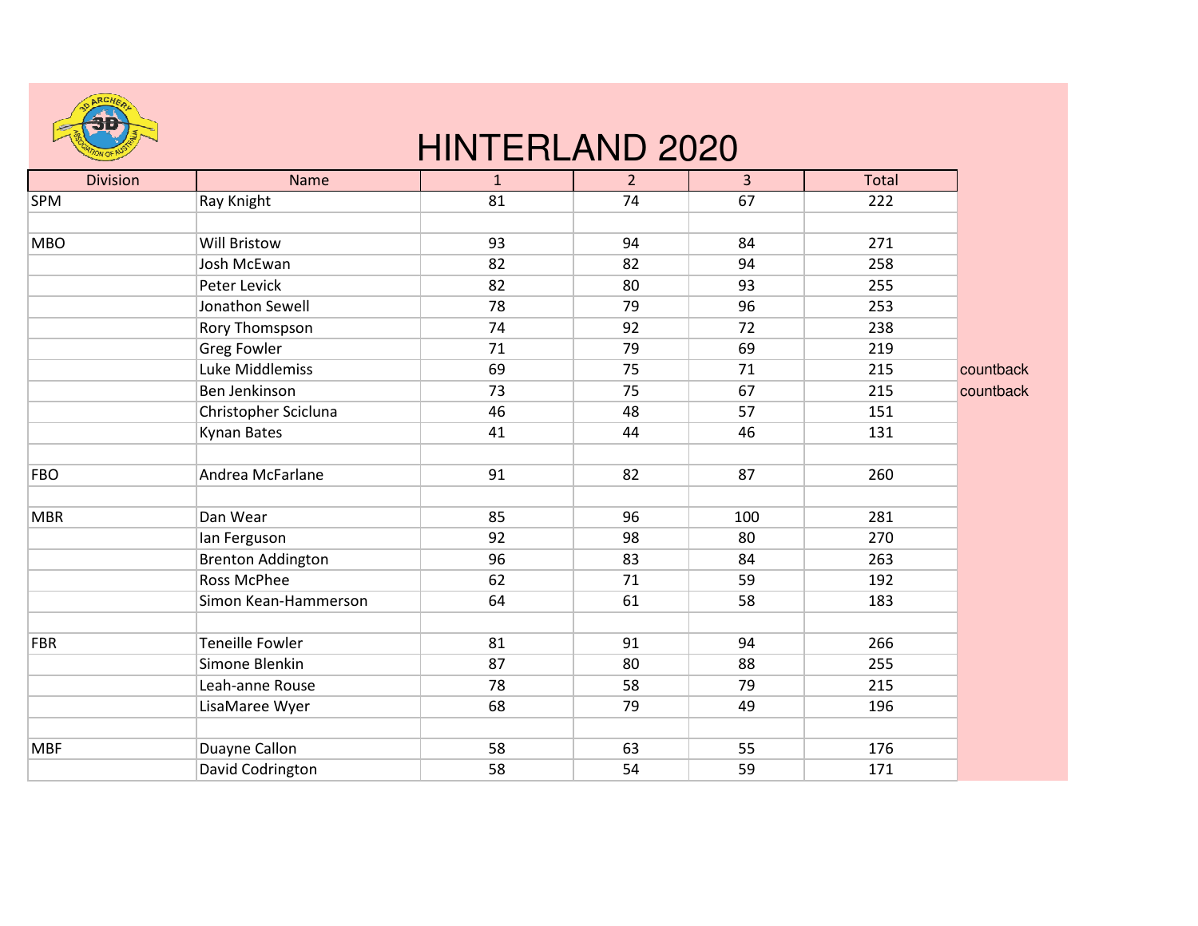# HINTERLAND 2020

| Division | Name | 1 | 2 | 3 | Total | |
|---|---|---|---|---|---|---|
| SPM | Ray Knight | 81 | 74 | 67 | 222 | |
| | | | | | | |
| MBO | Will Bristow | 93 | 94 | 84 | 271 | |
| | Josh McEwan | 82 | 82 | 94 | 258 | |
| | Peter Levick | 82 | 80 | 93 | 255 | |
| | Jonathon Sewell | 78 | 79 | 96 | 253 | |
| | Rory Thomspson | 74 | 92 | 72 | 238 | |
| | Greg Fowler | 71 | 79 | 69 | 219 | |
| | Luke Middlemiss | 69 | 75 | 71 | 215 | countback |
| | Ben Jenkinson | 73 | 75 | 67 | 215 | countback |
| | Christopher Scicluna | 46 | 48 | 57 | 151 | |
| | Kynan Bates | 41 | 44 | 46 | 131 | |
| | | | | | | |
| FBO | Andrea McFarlane | 91 | 82 | 87 | 260 | |
| | | | | | | |
| MBR | Dan Wear | 85 | 96 | 100 | 281 | |
| | Ian Ferguson | 92 | 98 | 80 | 270 | |
| | Brenton Addington | 96 | 83 | 84 | 263 | |
| | Ross McPhee | 62 | 71 | 59 | 192 | |
| | Simon Kean-Hammerson | 64 | 61 | 58 | 183 | |
| | | | | | | |
| FBR | Teneille Fowler | 81 | 91 | 94 | 266 | |
| | Simone Blenkin | 87 | 80 | 88 | 255 | |
| | Leah-anne Rouse | 78 | 58 | 79 | 215 | |
| | LisaMaree Wyer | 68 | 79 | 49 | 196 | |
| | | | | | | |
| MBF | Duayne Callon | 58 | 63 | 55 | 176 | |
| | David Codrington | 58 | 54 | 59 | 171 | |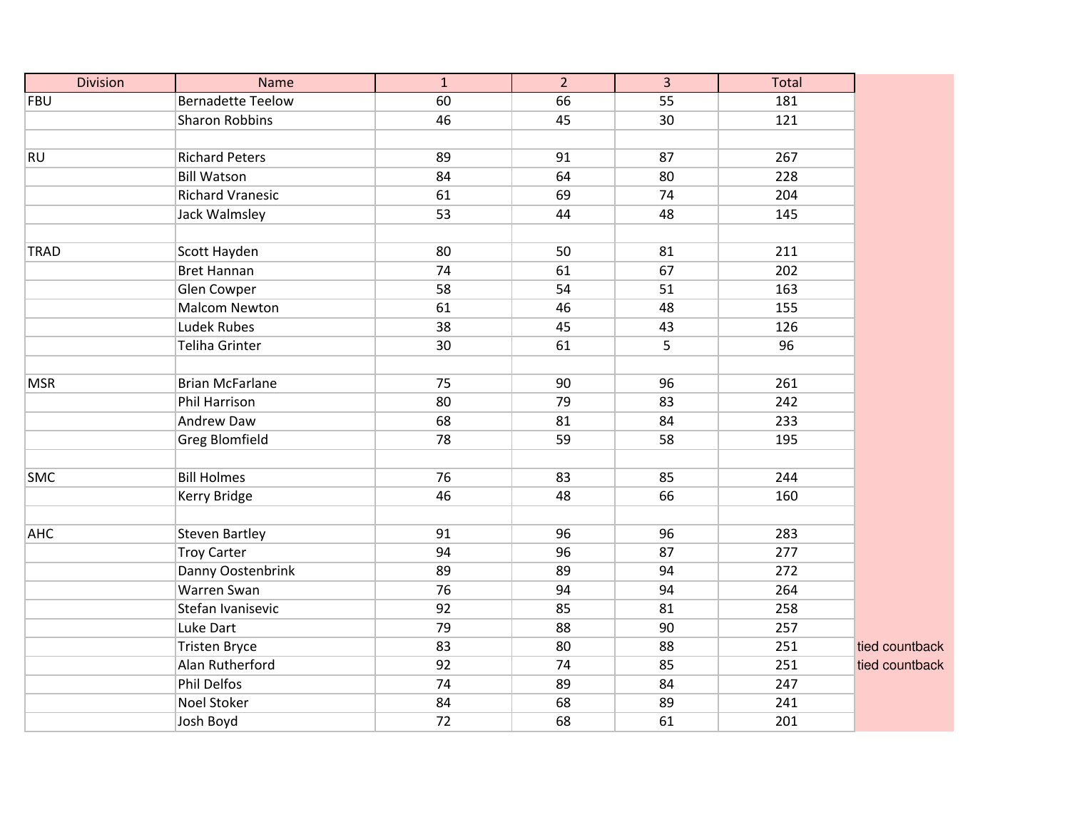| Division | Name | 1 | 2 | 3 | Total | |
|---|---|---|---|---|---|---|
| FBU | Bernadette Teelow | 60 | 66 | 55 | 181 | |
| | Sharon Robbins | 46 | 45 | 30 | 121 | |
| | | | | | | |
| RU | Richard Peters | 89 | 91 | 87 | 267 | |
| | Bill Watson | 84 | 64 | 80 | 228 | |
| | Richard Vranesic | 61 | 69 | 74 | 204 | |
| | Jack Walmsley | 53 | 44 | 48 | 145 | |
| | | | | | | |
| TRAD | Scott Hayden | 80 | 50 | 81 | 211 | |
| | Bret Hannan | 74 | 61 | 67 | 202 | |
| | Glen Cowper | 58 | 54 | 51 | 163 | |
| | Malcom Newton | 61 | 46 | 48 | 155 | |
| | Ludek Rubes | 38 | 45 | 43 | 126 | |
| | Teliha Grinter | 30 | 61 | 5 | 96 | |
| | | | | | | |
| MSR | Brian McFarlane | 75 | 90 | 96 | 261 | |
| | Phil Harrison | 80 | 79 | 83 | 242 | |
| | Andrew Daw | 68 | 81 | 84 | 233 | |
| | Greg Blomfield | 78 | 59 | 58 | 195 | |
| | | | | | | |
| SMC | Bill Holmes | 76 | 83 | 85 | 244 | |
| | Kerry Bridge | 46 | 48 | 66 | 160 | |
| | | | | | | |
| AHC | Steven Bartley | 91 | 96 | 96 | 283 | |
| | Troy Carter | 94 | 96 | 87 | 277 | |
| | Danny Oostenbrink | 89 | 89 | 94 | 272 | |
| | Warren Swan | 76 | 94 | 94 | 264 | |
| | Stefan Ivanisevic | 92 | 85 | 81 | 258 | |
| | Luke Dart | 79 | 88 | 90 | 257 | |
| | Tristen Bryce | 83 | 80 | 88 | 251 | tied countback |
| | Alan Rutherford | 92 | 74 | 85 | 251 | tied countback |
| | Phil Delfos | 74 | 89 | 84 | 247 | |
| | Noel Stoker | 84 | 68 | 89 | 241 | |
| | Josh Boyd | 72 | 68 | 61 | 201 | |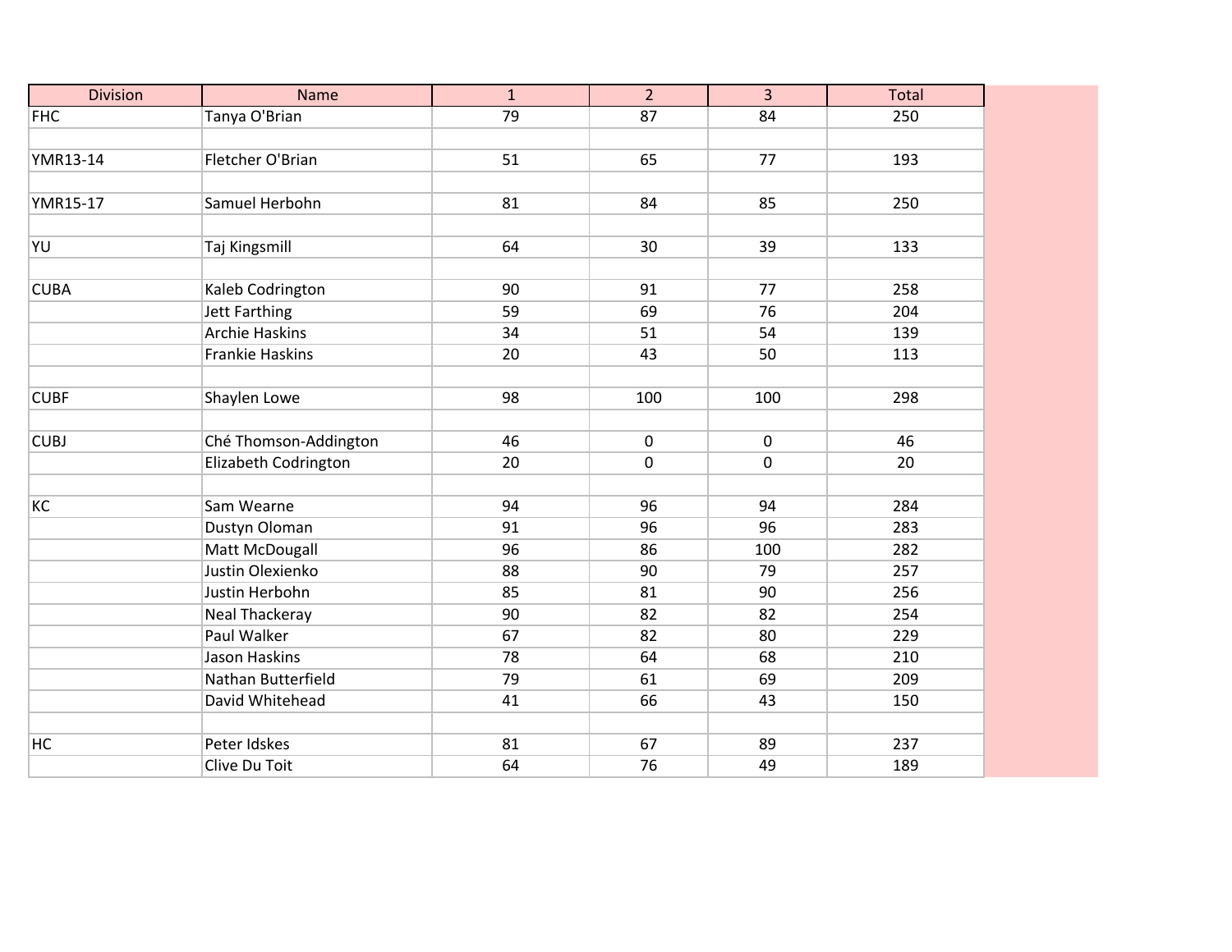| Division | Name | 1 | 2 | 3 | Total |
|---|---|---|---|---|---|
| FHC | Tanya O'Brian | 79 | 87 | 84 | 250 |
| | | | | | |
| YMR13-14 | Fletcher O'Brian | 51 | 65 | 77 | 193 |
| | | | | | |
| YMR15-17 | Samuel Herbohn | 81 | 84 | 85 | 250 |
| | | | | | |
| YU | Taj Kingsmill | 64 | 30 | 39 | 133 |
| | | | | | |
| CUBA | Kaleb Codrington | 90 | 91 | 77 | 258 |
| | Jett Farthing | 59 | 69 | 76 | 204 |
| | Archie Haskins | 34 | 51 | 54 | 139 |
| | Frankie Haskins | 20 | 43 | 50 | 113 |
| | | | | | |
| CUBF | Shaylen Lowe | 98 | 100 | 100 | 298 |
| | | | | | |
| CUBJ | Ché Thomson-Addington | 46 | 0 | 0 | 46 |
| | Elizabeth Codrington | 20 | 0 | 0 | 20 |
| | | | | | |
| KC | Sam Wearne | 94 | 96 | 94 | 284 |
| | Dustyn Oloman | 91 | 96 | 96 | 283 |
| | Matt McDougall | 96 | 86 | 100 | 282 |
| | Justin Olexienko | 88 | 90 | 79 | 257 |
| | Justin Herbohn | 85 | 81 | 90 | 256 |
| | Neal Thackeray | 90 | 82 | 82 | 254 |
| | Paul Walker | 67 | 82 | 80 | 229 |
| | Jason Haskins | 78 | 64 | 68 | 210 |
| | Nathan Butterfield | 79 | 61 | 69 | 209 |
| | David Whitehead | 41 | 66 | 43 | 150 |
| | | | | | |
| HC | Peter Idskes | 81 | 67 | 89 | 237 |
| | Clive Du Toit | 64 | 76 | 49 | 189 |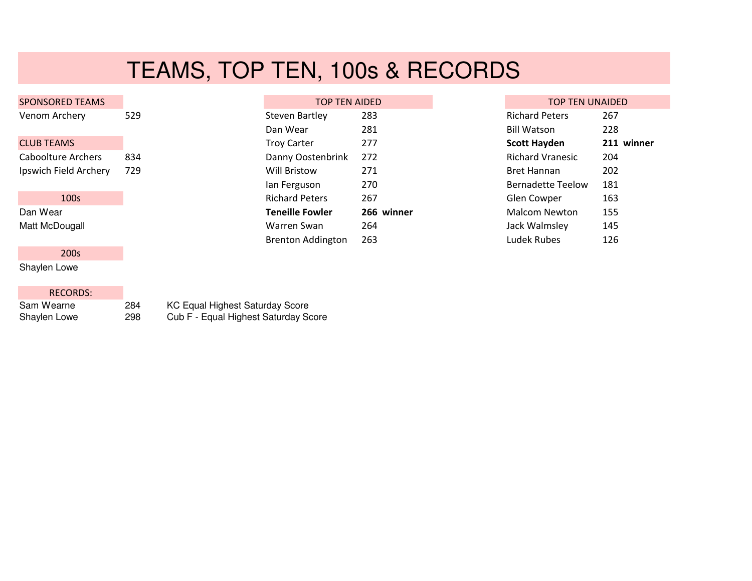# TEAMS, TOP TEN, 100s & RECORDS

## SPONSORED TEAMS

| | |
|---|---|
| Venom Archery | 529 |

## CLUB TEAMS

| | |
|---|---|
| Caboolture Archers | 834 |
| Ipswich Field Archery | 729 |

## 100s

Dan Wear
Matt McDougall

## 200s

Shaylen Lowe

## RECORDS:

| | | |
|---|---|---|
| Sam Wearne | 284 | KC Equal Highest Saturday Score |
| Shaylen Lowe | 298 | Cub F - Equal Highest Saturday Score |

## TOP TEN AIDED

| | |
|---|---|
| Steven Bartley | 283 |
| Dan Wear | 281 |
| Troy Carter | 277 |
| Danny Oostenbrink | 272 |
| Will Bristow | 271 |
| Ian Ferguson | 270 |
| Richard Peters | 267 |
| **Teneille Fowler** | **266 winner** |
| Warren Swan | 264 |
| Brenton Addington | 263 |

## TOP TEN UNAIDED

| | |
|---|---|
| Richard Peters | 267 |
| Bill Watson | 228 |
| **Scott Hayden** | **211 winner** |
| Richard Vranesic | 204 |
| Bret Hannan | 202 |
| Bernadette Teelow | 181 |
| Glen Cowper | 163 |
| Malcom Newton | 155 |
| Jack Walmsley | 145 |
| Ludek Rubes | 126 |